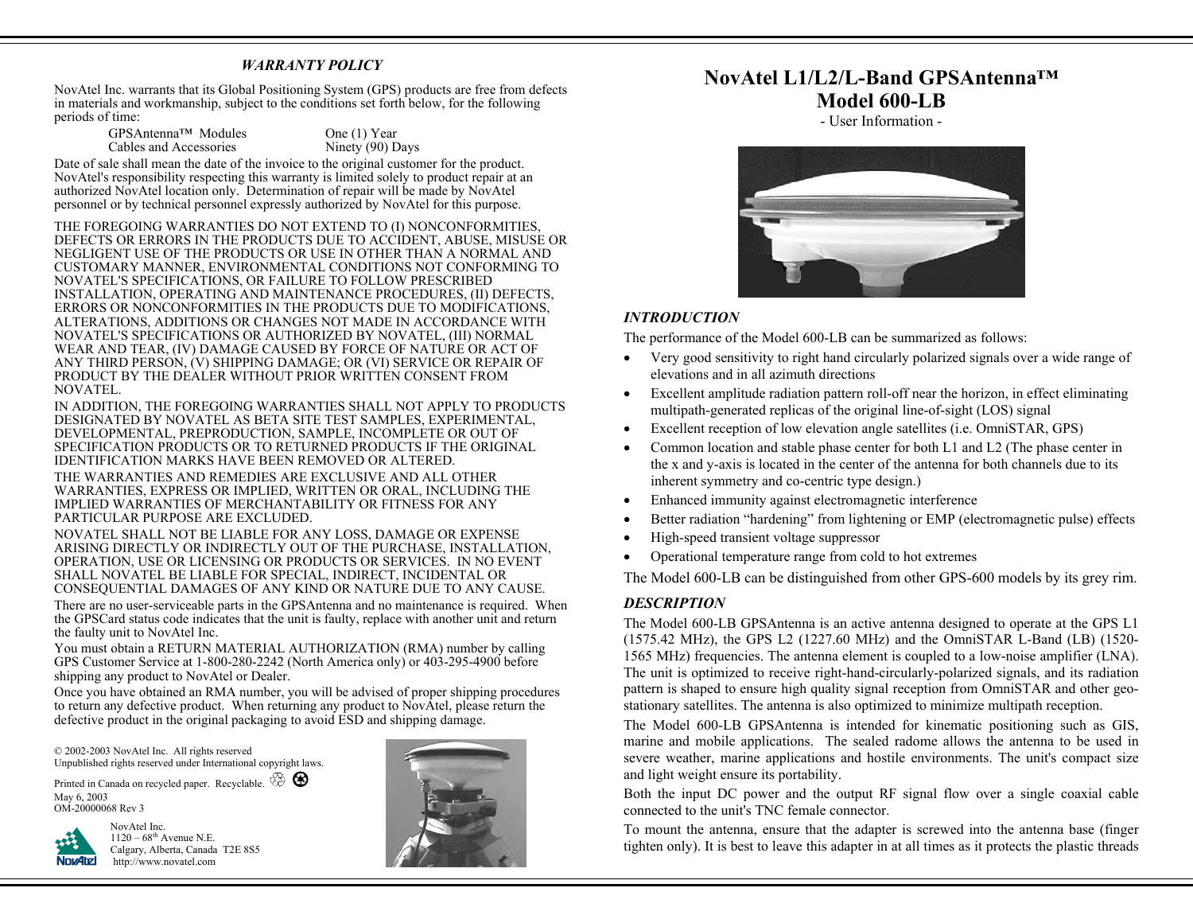## *WARRANTY POLICY*

NovAtel Inc. warrants that its Global Positioning System (GPS) products are free from defects in materials and workmanship, subject to the conditions set forth below, for the following periods of time:

| | |
|---|---|
| GPSAntenna™ Modules | One (1) Year |
| Cables and Accessories | Ninety (90) Days |

Date of sale shall mean the date of the invoice to the original customer for the product. NovAtel's responsibility respecting this warranty is limited solely to product repair at an authorized NovAtel location only. Determination of repair will be made by NovAtel personnel or by technical personnel expressly authorized by NovAtel for this purpose.

THE FOREGOING WARRANTIES DO NOT EXTEND TO (I) NONCONFORMITIES, DEFECTS OR ERRORS IN THE PRODUCTS DUE TO ACCIDENT, ABUSE, MISUSE OR NEGLIGENT USE OF THE PRODUCTS OR USE IN OTHER THAN A NORMAL AND CUSTOMARY MANNER, ENVIRONMENTAL CONDITIONS NOT CONFORMING TO NOVATEL'S SPECIFICATIONS, OR FAILURE TO FOLLOW PRESCRIBED INSTALLATION, OPERATING AND MAINTENANCE PROCEDURES, (II) DEFECTS, ERRORS OR NONCONFORMITIES IN THE PRODUCTS DUE TO MODIFICATIONS, ALTERATIONS, ADDITIONS OR CHANGES NOT MADE IN ACCORDANCE WITH NOVATEL'S SPECIFICATIONS OR AUTHORIZED BY NOVATEL, (III) NORMAL WEAR AND TEAR, (IV) DAMAGE CAUSED BY FORCE OF NATURE OR ACT OF ANY THIRD PERSON, (V) SHIPPING DAMAGE; OR (VI) SERVICE OR REPAIR OF PRODUCT BY THE DEALER WITHOUT PRIOR WRITTEN CONSENT FROM NOVATEL.

IN ADDITION, THE FOREGOING WARRANTIES SHALL NOT APPLY TO PRODUCTS DESIGNATED BY NOVATEL AS BETA SITE TEST SAMPLES, EXPERIMENTAL, DEVELOPMENTAL, PREPRODUCTION, SAMPLE, INCOMPLETE OR OUT OF SPECIFICATION PRODUCTS OR TO RETURNED PRODUCTS IF THE ORIGINAL IDENTIFICATION MARKS HAVE BEEN REMOVED OR ALTERED.

THE WARRANTIES AND REMEDIES ARE EXCLUSIVE AND ALL OTHER WARRANTIES, EXPRESS OR IMPLIED, WRITTEN OR ORAL, INCLUDING THE IMPLIED WARRANTIES OF MERCHANTABILITY OR FITNESS FOR ANY PARTICULAR PURPOSE ARE EXCLUDED.

NOVATEL SHALL NOT BE LIABLE FOR ANY LOSS, DAMAGE OR EXPENSE ARISING DIRECTLY OR INDIRECTLY OUT OF THE PURCHASE, INSTALLATION, OPERATION, USE OR LICENSING OR PRODUCTS OR SERVICES. IN NO EVENT SHALL NOVATEL BE LIABLE FOR SPECIAL, INDIRECT, INCIDENTAL OR CONSEQUENTIAL DAMAGES OF ANY KIND OR NATURE DUE TO ANY CAUSE.

There are no user-serviceable parts in the GPSAntenna and no maintenance is required. When the GPSCard status code indicates that the unit is faulty, replace with another unit and return the faulty unit to NovAtel Inc.

You must obtain a RETURN MATERIAL AUTHORIZATION (RMA) number by calling GPS Customer Service at 1-800-280-2242 (North America only) or 403-295-4900 before shipping any product to NovAtel or Dealer.

Once you have obtained an RMA number, you will be advised of proper shipping procedures to return any defective product. When returning any product to NovAtel, please return the defective product in the original packaging to avoid ESD and shipping damage.

© 2002-2003 NovAtel Inc. All rights reserved
Unpublished rights reserved under International copyright laws.

Printed in Canada on recycled paper. Recyclable.

May 6, 2003
OM-20000068 Rev 3

NovAtel Inc.
1120 – 68th Avenue N.E.
Calgary, Alberta, Canada T2E 8S5
http://www.novatel.com

# NovAtel L1/L2/L-Band GPSAntenna™ Model 600-LB

- User Information -

## *INTRODUCTION*

The performance of the Model 600-LB can be summarized as follows:

- Very good sensitivity to right hand circularly polarized signals over a wide range of elevations and in all azimuth directions
- Excellent amplitude radiation pattern roll-off near the horizon, in effect eliminating multipath-generated replicas of the original line-of-sight (LOS) signal
- Excellent reception of low elevation angle satellites (i.e. OmniSTAR, GPS)
- Common location and stable phase center for both L1 and L2 (The phase center in the x and y-axis is located in the center of the antenna for both channels due to its inherent symmetry and co-centric type design.)
- Enhanced immunity against electromagnetic interference
- Better radiation "hardening" from lightening or EMP (electromagnetic pulse) effects
- High-speed transient voltage suppressor
- Operational temperature range from cold to hot extremes

The Model 600-LB can be distinguished from other GPS-600 models by its grey rim.

## *DESCRIPTION*

The Model 600-LB GPSAntenna is an active antenna designed to operate at the GPS L1 (1575.42 MHz), the GPS L2 (1227.60 MHz) and the OmniSTAR L-Band (LB) (1520-1565 MHz) frequencies. The antenna element is coupled to a low-noise amplifier (LNA). The unit is optimized to receive right-hand-circularly-polarized signals, and its radiation pattern is shaped to ensure high quality signal reception from OmniSTAR and other geo-stationary satellites. The antenna is also optimized to minimize multipath reception.

The Model 600-LB GPSAntenna is intended for kinematic positioning such as GIS, marine and mobile applications. The sealed radome allows the antenna to be used in severe weather, marine applications and hostile environments. The unit's compact size and light weight ensure its portability.

Both the input DC power and the output RF signal flow over a single coaxial cable connected to the unit's TNC female connector.

To mount the antenna, ensure that the adapter is screwed into the antenna base (finger tighten only). It is best to leave this adapter in at all times as it protects the plastic threads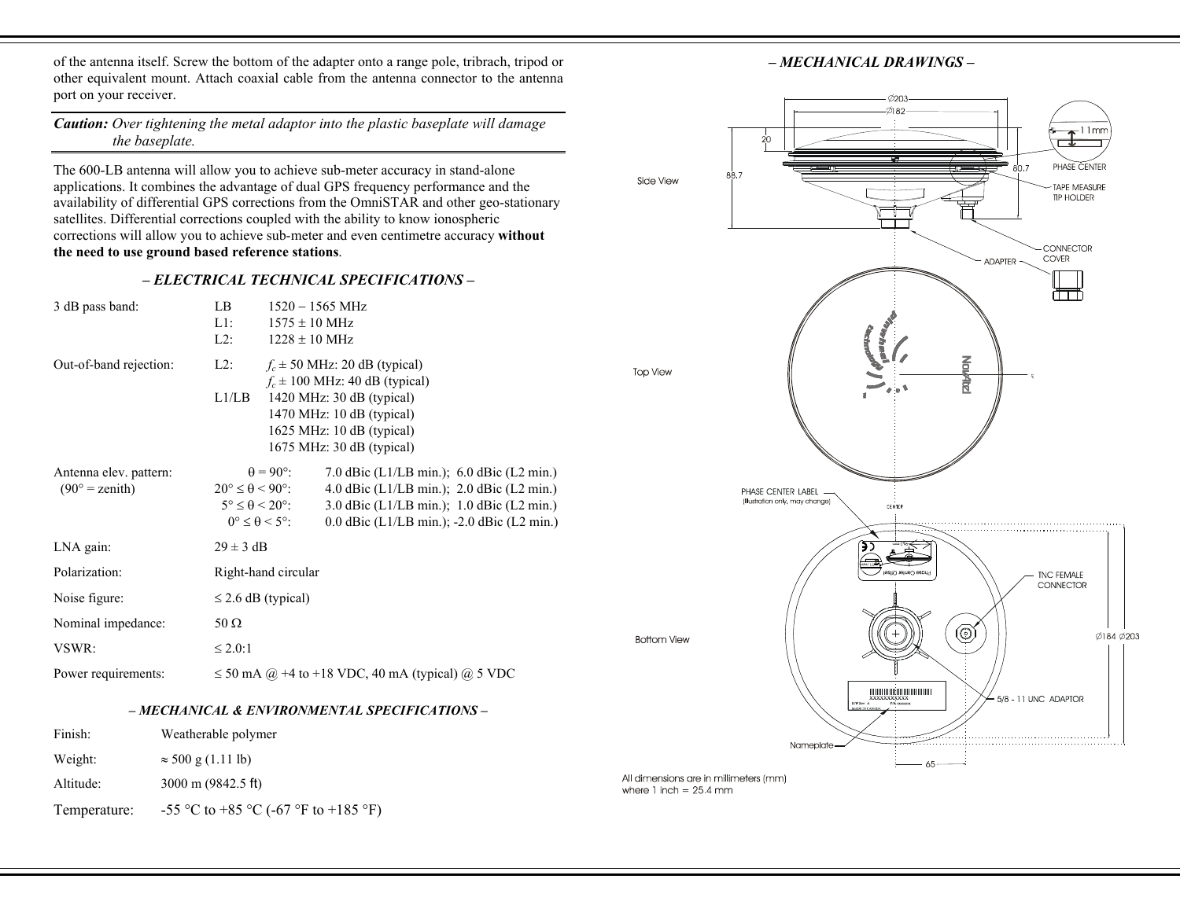of the antenna itself. Screw the bottom of the adapter onto a range pole, tribrach, tripod or other equivalent mount. Attach coaxial cable from the antenna connector to the antenna port on your receiver.

***Caution:*** *Over tightening the metal adaptor into the plastic baseplate will damage the baseplate.*

The 600-LB antenna will allow you to achieve sub-meter accuracy in stand-alone applications. It combines the advantage of dual GPS frequency performance and the availability of differential GPS corrections from the OmniSTAR and other geo-stationary satellites. Differential corrections coupled with the ability to know ionospheric corrections will allow you to achieve sub-meter and even centimetre accuracy **without the need to use ground based reference stations**.

### *– ELECTRICAL TECHNICAL SPECIFICATIONS –*

| | | |
|---|---|---|
| 3 dB pass band: | LB | 1520 – 1565 MHz |
| | L1: | 1575 ± 10 MHz |
| | L2: | 1228 ± 10 MHz |
| Out-of-band rejection: | L2: | $f_c$ ± 50 MHz: 20 dB (typical) |
| | | $f_c$ ± 100 MHz: 40 dB (typical) |
| | L1/LB | 1420 MHz: 30 dB (typical) |
| | | 1470 MHz: 10 dB (typical) |
| | | 1625 MHz: 10 dB (typical) |
| | | 1675 MHz: 30 dB (typical) |

| | | |
|---|---|---|
| Antenna elev. pattern: (90° = zenith) | $\theta = 90°$: | 7.0 dBic (L1/LB min.); 6.0 dBic (L2 min.) |
| | $20° \leq \theta < 90°$: | 4.0 dBic (L1/LB min.); 2.0 dBic (L2 min.) |
| | $5° \leq \theta < 20°$: | 3.0 dBic (L1/LB min.); 1.0 dBic (L2 min.) |
| | $0° \leq \theta < 5°$: | 0.0 dBic (L1/LB min.); -2.0 dBic (L2 min.) |

| | |
|---|---|
| LNA gain: | 29 ± 3 dB |
| Polarization: | Right-hand circular |
| Noise figure: | ≤ 2.6 dB (typical) |
| Nominal impedance: | 50 Ω |
| VSWR: | ≤ 2.0:1 |
| Power requirements: | ≤ 50 mA @ +4 to +18 VDC, 40 mA (typical) @ 5 VDC |

### *– MECHANICAL & ENVIRONMENTAL SPECIFICATIONS –*

| | |
|---|---|
| Finish: | Weatherable polymer |
| Weight: | ≈ 500 g (1.11 lb) |
| Altitude: | 3000 m (9842.5 ft) |
| Temperature: | -55 °C to +85 °C (-67 °F to +185 °F) |

### *– MECHANICAL DRAWINGS –*

Side View

Ø203
Ø182
20
83.7
80.7
11mm
PHASE CENTER
TAPE MEASURE TIP HOLDER
CONNECTOR COVER
ADAPTER

Top View

Bottom View

PHASE CENTER LABEL (Illustration only, may change)
CENTER
TNC FEMALE CONNECTOR
Ø184 Ø203
5/8 - 11 UNC ADAPTOR
Nameplate
65

All dimensions are in millimeters (mm) where 1 inch = 25.4 mm